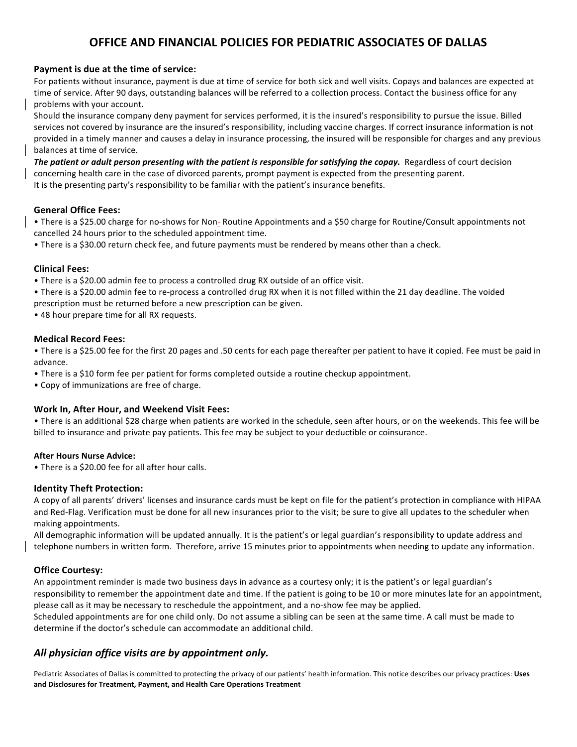# OFFICE AND FINANCIAL POLICIES FOR PEDIATRIC ASSOCIATES OF DALLAS

## Payment is due at the time of service:

For patients without insurance, payment is due at time of service for both sick and well visits. Copays and balances are expected at time of service. After 90 days, outstanding balances will be referred to a collection process. Contact the business office for any problems with your account.

Should the insurance company deny payment for services performed, it is the insured's responsibility to pursue the issue. Billed services not covered by insurance are the insured's responsibility, including vaccine charges. If correct insurance information is not provided in a timely manner and causes a delay in insurance processing, the insured will be responsible for charges and any previous balances at time of service.

***The patient or adult person presenting with the patient is responsible for satisfying the copay.*** Regardless of court decision concerning health care in the case of divorced parents, prompt payment is expected from the presenting parent.

It is the presenting party's responsibility to be familiar with the patient's insurance benefits.

## General Office Fees:

- There is a $25.00 charge for no-shows for Non- Routine Appointments and a $50 charge for Routine/Consult appointments not cancelled 24 hours prior to the scheduled appointment time.
- There is a $30.00 return check fee, and future payments must be rendered by means other than a check.

## Clinical Fees:

- There is a $20.00 admin fee to process a controlled drug RX outside of an office visit.
- There is a $20.00 admin fee to re-process a controlled drug RX when it is not filled within the 21 day deadline. The voided prescription must be returned before a new prescription can be given.
- 48 hour prepare time for all RX requests.

## Medical Record Fees:

- There is a $25.00 fee for the first 20 pages and .50 cents for each page thereafter per patient to have it copied. Fee must be paid in advance.
- There is a $10 form fee per patient for forms completed outside a routine checkup appointment.
- Copy of immunizations are free of charge.

## Work In, After Hour, and Weekend Visit Fees:

- There is an additional $28 charge when patients are worked in the schedule, seen after hours, or on the weekends. This fee will be billed to insurance and private pay patients. This fee may be subject to your deductible or coinsurance.

### After Hours Nurse Advice:

- There is a $20.00 fee for all after hour calls.

## Identity Theft Protection:

A copy of all parents' drivers' licenses and insurance cards must be kept on file for the patient's protection in compliance with HIPAA and Red-Flag. Verification must be done for all new insurances prior to the visit; be sure to give all updates to the scheduler when making appointments.

All demographic information will be updated annually. It is the patient's or legal guardian's responsibility to update address and telephone numbers in written form. Therefore, arrive 15 minutes prior to appointments when needing to update any information.

## Office Courtesy:

An appointment reminder is made two business days in advance as a courtesy only; it is the patient's or legal guardian's responsibility to remember the appointment date and time. If the patient is going to be 10 or more minutes late for an appointment, please call as it may be necessary to reschedule the appointment, and a no-show fee may be applied.

Scheduled appointments are for one child only. Do not assume a sibling can be seen at the same time. A call must be made to determine if the doctor's schedule can accommodate an additional child.

## *All physician office visits are by appointment only.*

Pediatric Associates of Dallas is committed to protecting the privacy of our patients' health information. This notice describes our privacy practices: **Uses and Disclosures for Treatment, Payment, and Health Care Operations Treatment**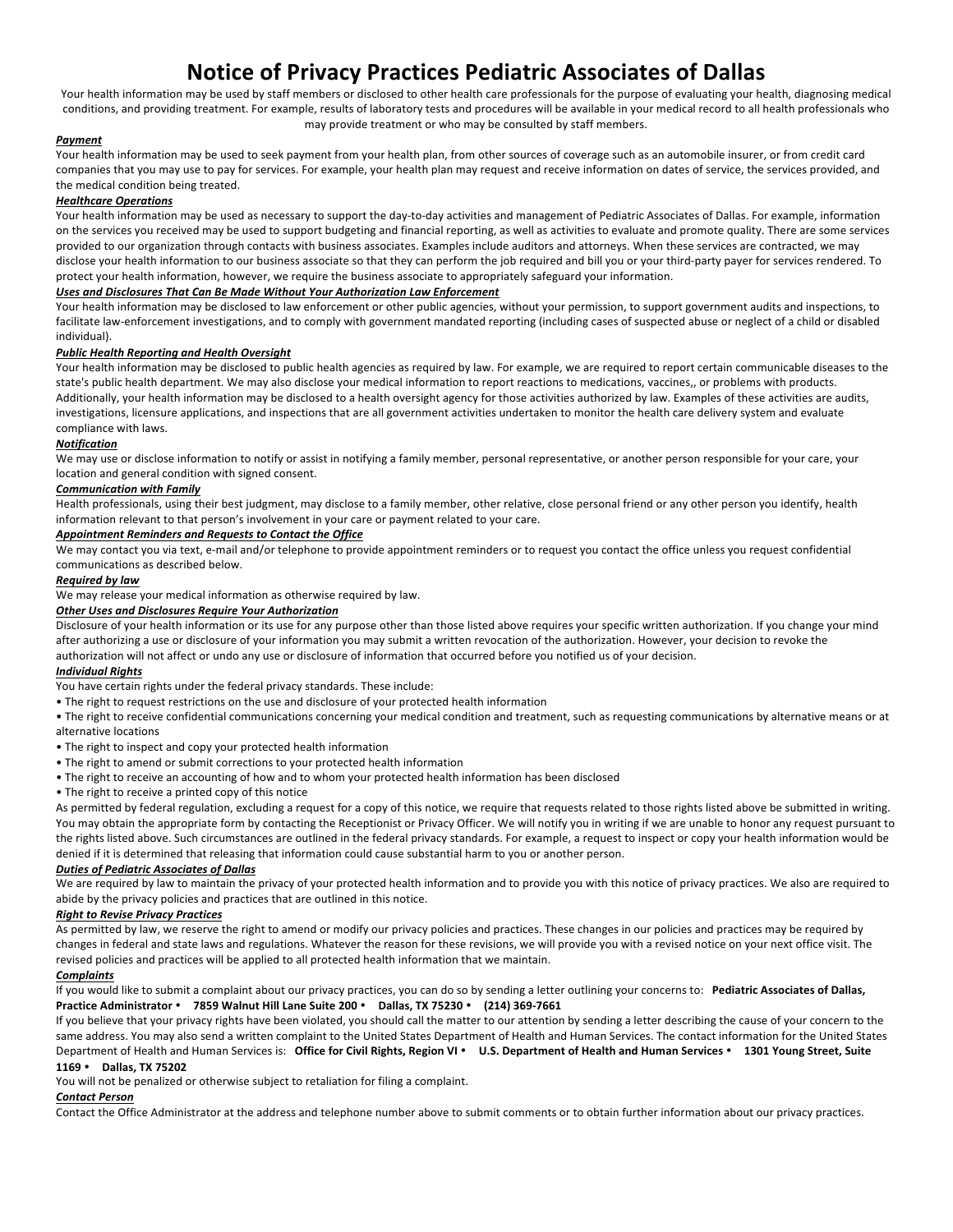# Notice of Privacy Practices Pediatric Associates of Dallas

Your health information may be used by staff members or disclosed to other health care professionals for the purpose of evaluating your health, diagnosing medical conditions, and providing treatment. For example, results of laboratory tests and procedures will be available in your medical record to all health professionals who may provide treatment or who may be consulted by staff members.

***Payment***

Your health information may be used to seek payment from your health plan, from other sources of coverage such as an automobile insurer, or from credit card companies that you may use to pay for services. For example, your health plan may request and receive information on dates of service, the services provided, and the medical condition being treated.

***Healthcare Operations***

Your health information may be used as necessary to support the day-to-day activities and management of Pediatric Associates of Dallas. For example, information on the services you received may be used to support budgeting and financial reporting, as well as activities to evaluate and promote quality. There are some services provided to our organization through contacts with business associates. Examples include auditors and attorneys. When these services are contracted, we may disclose your health information to our business associate so that they can perform the job required and bill you or your third-party payer for services rendered. To protect your health information, however, we require the business associate to appropriately safeguard your information.

***Uses and Disclosures That Can Be Made Without Your Authorization Law Enforcement***

Your health information may be disclosed to law enforcement or other public agencies, without your permission, to support government audits and inspections, to facilitate law-enforcement investigations, and to comply with government mandated reporting (including cases of suspected abuse or neglect of a child or disabled individual).

***Public Health Reporting and Health Oversight***

Your health information may be disclosed to public health agencies as required by law. For example, we are required to report certain communicable diseases to the state's public health department. We may also disclose your medical information to report reactions to medications, vaccines,, or problems with products. Additionally, your health information may be disclosed to a health oversight agency for those activities authorized by law. Examples of these activities are audits, investigations, licensure applications, and inspections that are all government activities undertaken to monitor the health care delivery system and evaluate compliance with laws.

***Notification***

We may use or disclose information to notify or assist in notifying a family member, personal representative, or another person responsible for your care, your location and general condition with signed consent.

***Communication with Family***

Health professionals, using their best judgment, may disclose to a family member, other relative, close personal friend or any other person you identify, health information relevant to that person's involvement in your care or payment related to your care.

***Appointment Reminders and Requests to Contact the Office***

We may contact you via text, e-mail and/or telephone to provide appointment reminders or to request you contact the office unless you request confidential communications as described below.

***Required by law***

We may release your medical information as otherwise required by law.

***Other Uses and Disclosures Require Your Authorization***

Disclosure of your health information or its use for any purpose other than those listed above requires your specific written authorization. If you change your mind after authorizing a use or disclosure of your information you may submit a written revocation of the authorization. However, your decision to revoke the authorization will not affect or undo any use or disclosure of information that occurred before you notified us of your decision.

***Individual Rights***

You have certain rights under the federal privacy standards. These include:

- The right to request restrictions on the use and disclosure of your protected health information
- The right to receive confidential communications concerning your medical condition and treatment, such as requesting communications by alternative means or at alternative locations
- The right to inspect and copy your protected health information
- The right to amend or submit corrections to your protected health information
- The right to receive an accounting of how and to whom your protected health information has been disclosed
- The right to receive a printed copy of this notice

As permitted by federal regulation, excluding a request for a copy of this notice, we require that requests related to those rights listed above be submitted in writing. You may obtain the appropriate form by contacting the Receptionist or Privacy Officer. We will notify you in writing if we are unable to honor any request pursuant to the rights listed above. Such circumstances are outlined in the federal privacy standards. For example, a request to inspect or copy your health information would be denied if it is determined that releasing that information could cause substantial harm to you or another person.

***Duties of Pediatric Associates of Dallas***

We are required by law to maintain the privacy of your protected health information and to provide you with this notice of privacy practices. We also are required to abide by the privacy policies and practices that are outlined in this notice.

***Right to Revise Privacy Practices***

As permitted by law, we reserve the right to amend or modify our privacy policies and practices. These changes in our policies and practices may be required by changes in federal and state laws and regulations. Whatever the reason for these revisions, we will provide you with a revised notice on your next office visit. The revised policies and practices will be applied to all protected health information that we maintain.

***Complaints***

If you would like to submit a complaint about our privacy practices, you can do so by sending a letter outlining your concerns to: **Pediatric Associates of Dallas, Practice Administrator • 7859 Walnut Hill Lane Suite 200 • Dallas, TX 75230 • (214) 369-7661**

If you believe that your privacy rights have been violated, you should call the matter to our attention by sending a letter describing the cause of your concern to the same address. You may also send a written complaint to the United States Department of Health and Human Services. The contact information for the United States Department of Health and Human Services is: **Office for Civil Rights, Region VI • U.S. Department of Health and Human Services • 1301 Young Street, Suite 1169 • Dallas, TX 75202**

You will not be penalized or otherwise subject to retaliation for filing a complaint.

***Contact Person***

Contact the Office Administrator at the address and telephone number above to submit comments or to obtain further information about our privacy practices.